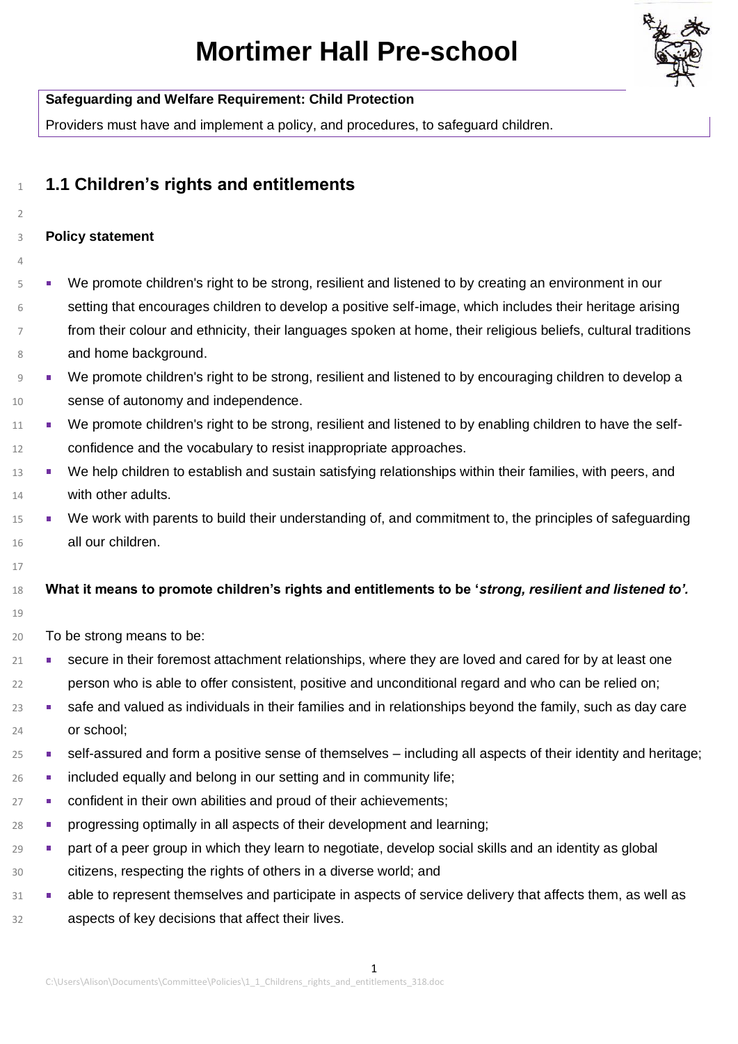# Mortimer Hall Pre-school

**Safeguarding and Welfare Requirement: Child Protection**

Providers must have and implement a policy, and procedures, to safeguard children.

## 1.1 Children's rights and entitlements

**Policy statement**

- We promote children's right to be strong, resilient and listened to by creating an environment in our setting that encourages children to develop a positive self-image, which includes their heritage arising from their colour and ethnicity, their languages spoken at home, their religious beliefs, cultural traditions and home background.
- We promote children's right to be strong, resilient and listened to by encouraging children to develop a sense of autonomy and independence.
- We promote children's right to be strong, resilient and listened to by enabling children to have the self-confidence and the vocabulary to resist inappropriate approaches.
- We help children to establish and sustain satisfying relationships within their families, with peers, and with other adults.
- We work with parents to build their understanding of, and commitment to, the principles of safeguarding all our children.

**What it means to promote children's rights and entitlements to be '*strong, resilient and listened to'.***

To be strong means to be:

- secure in their foremost attachment relationships, where they are loved and cared for by at least one person who is able to offer consistent, positive and unconditional regard and who can be relied on;
- safe and valued as individuals in their families and in relationships beyond the family, such as day care or school;
- self-assured and form a positive sense of themselves – including all aspects of their identity and heritage;
- included equally and belong in our setting and in community life;
- confident in their own abilities and proud of their achievements;
- progressing optimally in all aspects of their development and learning;
- part of a peer group in which they learn to negotiate, develop social skills and an identity as global citizens, respecting the rights of others in a diverse world; and
- able to represent themselves and participate in aspects of service delivery that affects them, as well as aspects of key decisions that affect their lives.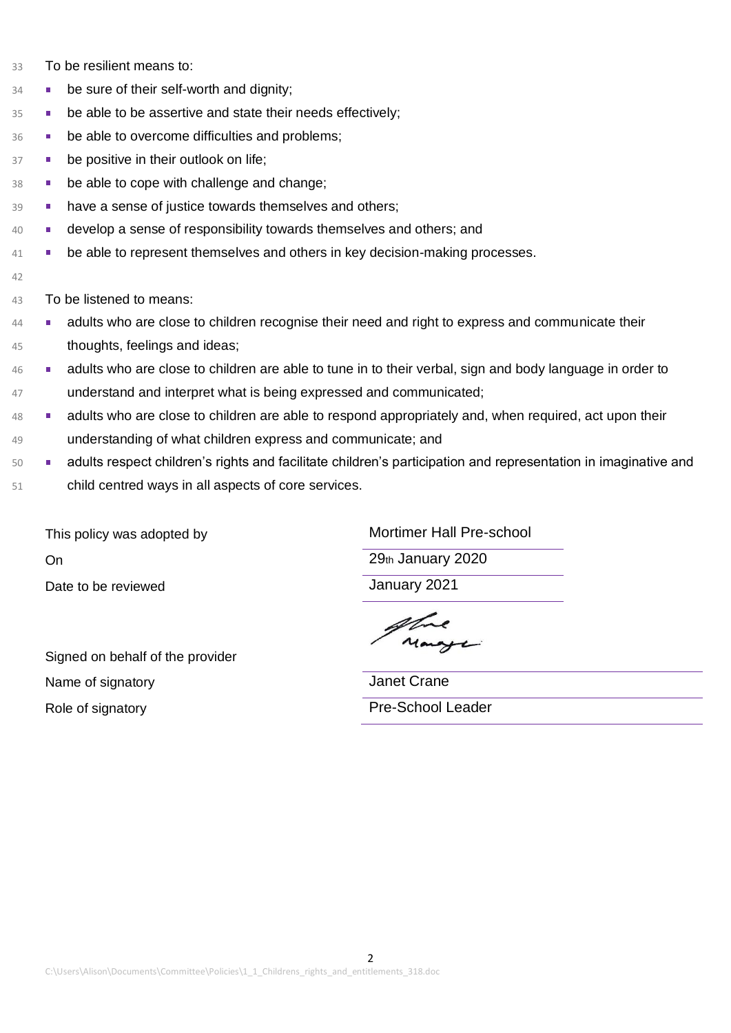To be resilient means to:

- be sure of their self-worth and dignity;
- be able to be assertive and state their needs effectively;
- be able to overcome difficulties and problems;
- be positive in their outlook on life;
- be able to cope with challenge and change;
- have a sense of justice towards themselves and others;
- develop a sense of responsibility towards themselves and others; and
- be able to represent themselves and others in key decision-making processes.

To be listened to means:

- adults who are close to children recognise their need and right to express and communicate their thoughts, feelings and ideas;
- adults who are close to children are able to tune in to their verbal, sign and body language in order to understand and interpret what is being expressed and communicated;
- adults who are close to children are able to respond appropriately and, when required, act upon their understanding of what children express and communicate; and
- adults respect children's rights and facilitate children's participation and representation in imaginative and child centred ways in all aspects of core services.

| | |
|---|---|
| This policy was adopted by | Mortimer Hall Pre-school |
| On | 29th January 2020 |
| Date to be reviewed | January 2021 |
| Signed on behalf of the provider | |
| Name of signatory | Janet Crane |
| Role of signatory | Pre-School Leader |

C:\Users\Alison\Documents\Committee\Policies\1_1_Childrens_rights_and_entitlements_318.doc